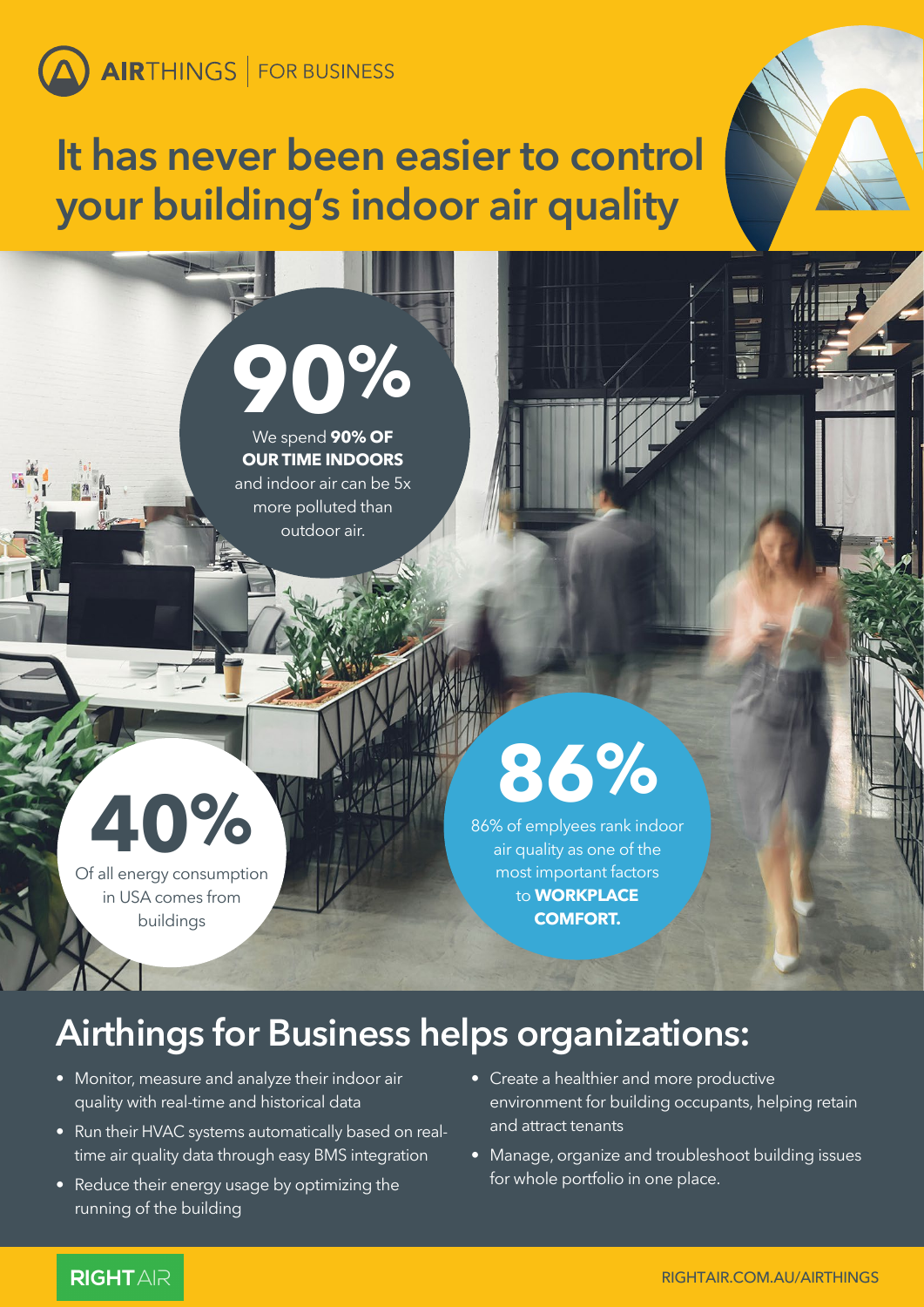AIRTHINGS | FOR BUSINESS

# It has never been easier to control your building's indoor air quality

**90%**

We spend **90% OF OUR TIME INDOORS** and indoor air can be 5x more polluted than outdoor air.

**40%**

Of all energy consumption in USA comes from buildings

**86%**

86% of emplyees rank indoor air quality as one of the most important factors to **WORKPLACE COMFORT.**

## Airthings for Business helps organizations:

- Monitor, measure and analyze their indoor air quality with real-time and historical data
- Run their HVAC systems automatically based on real-time air quality data through easy BMS integration
- Reduce their energy usage by optimizing the running of the building
- Create a healthier and more productive environment for building occupants, helping retain and attract tenants
- Manage, organize and troubleshoot building issues for whole portfolio in one place.

RIGHTAIR

RIGHTAIR.COM.AU/AIRTHINGS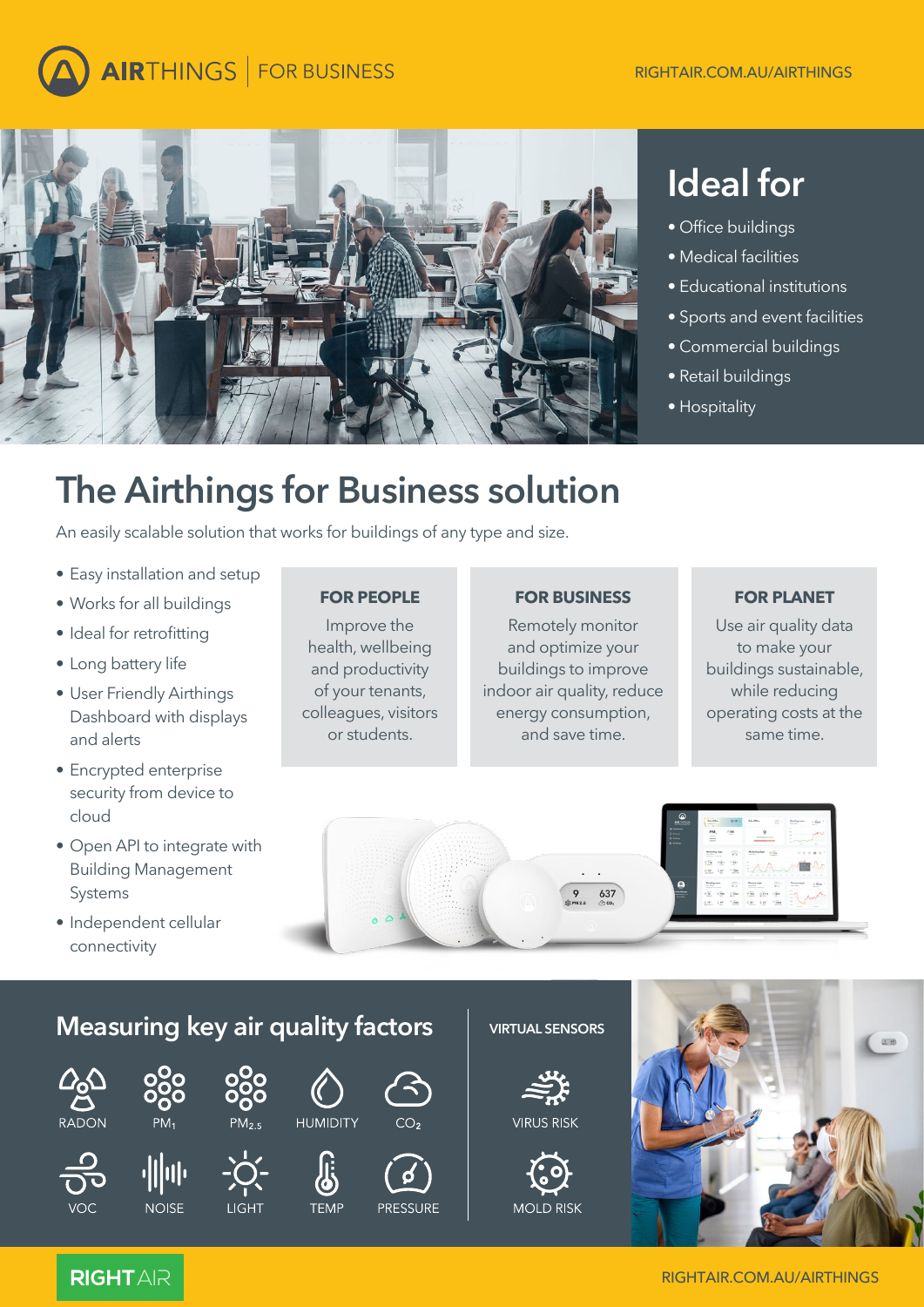AIRTHINGS | FOR BUSINESS

RIGHTAIR.COM.AU/AIRTHINGS

## Ideal for

- Office buildings
- Medical facilities
- Educational institutions
- Sports and event facilities
- Commercial buildings
- Retail buildings
- Hospitality

# The Airthings for Business solution

An easily scalable solution that works for buildings of any type and size.

- Easy installation and setup
- Works for all buildings
- Ideal for retrofitting
- Long battery life
- User Friendly Airthings Dashboard with displays and alerts
- Encrypted enterprise security from device to cloud
- Open API to integrate with Building Management Systems
- Independent cellular connectivity

**FOR PEOPLE**

Improve the health, wellbeing and productivity of your tenants, colleagues, visitors or students.

**FOR BUSINESS**

Remotely monitor and optimize your buildings to improve indoor air quality, reduce energy consumption, and save time.

**FOR PLANET**

Use air quality data to make your buildings sustainable, while reducing operating costs at the same time.

## Measuring key air quality factors

RADON

$PM_1$

$PM_{2.5}$

HUMIDITY

$CO_2$

VOC

NOISE

LIGHT

TEMP

PRESSURE

**VIRTUAL SENSORS**

VIRUS RISK

MOLD RISK

RIGHTAIR

RIGHTAIR.COM.AU/AIRTHINGS